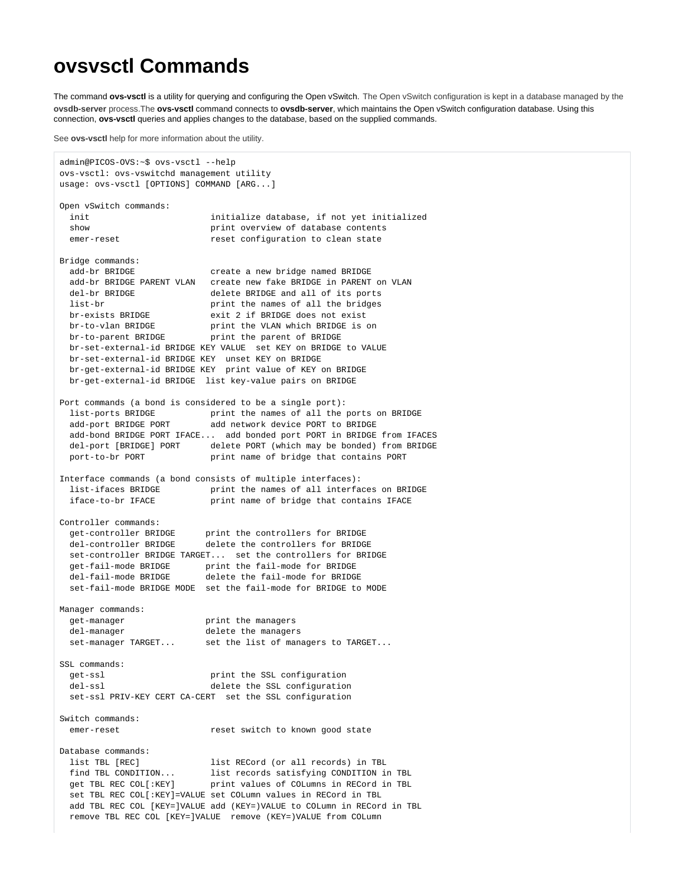# ovsvsctl Commands

The command **ovs-vsctl** is a utility for querying and configuring the Open vSwitch. The Open vSwitch configuration is kept in a database managed by the **ovsdb-server** process.The **ovs-vsctl** command connects to **ovsdb-server**, which maintains the Open vSwitch configuration database. Using this connection, **ovs-vsctl** queries and applies changes to the database, based on the supplied commands.

See **ovs-vsctl** help for more information about the utility.

```
admin@PICOS-OVS:~$ ovs-vsctl --help
ovs-vsctl: ovs-vswitchd management utility
usage: ovs-vsctl [OPTIONS] COMMAND [ARG...]

Open vSwitch commands:
  init                        initialize database, if not yet initialized
  show                        print overview of database contents
  emer-reset                  reset configuration to clean state

Bridge commands:
  add-br BRIDGE               create a new bridge named BRIDGE
  add-br BRIDGE PARENT VLAN   create new fake BRIDGE in PARENT on VLAN
  del-br BRIDGE               delete BRIDGE and all of its ports
  list-br                     print the names of all the bridges
  br-exists BRIDGE            exit 2 if BRIDGE does not exist
  br-to-vlan BRIDGE           print the VLAN which BRIDGE is on
  br-to-parent BRIDGE         print the parent of BRIDGE
  br-set-external-id BRIDGE KEY VALUE  set KEY on BRIDGE to VALUE
  br-set-external-id BRIDGE KEY  unset KEY on BRIDGE
  br-get-external-id BRIDGE KEY  print value of KEY on BRIDGE
  br-get-external-id BRIDGE  list key-value pairs on BRIDGE

Port commands (a bond is considered to be a single port):
  list-ports BRIDGE           print the names of all the ports on BRIDGE
  add-port BRIDGE PORT        add network device PORT to BRIDGE
  add-bond BRIDGE PORT IFACE...  add bonded port PORT in BRIDGE from IFACES
  del-port [BRIDGE] PORT      delete PORT (which may be bonded) from BRIDGE
  port-to-br PORT             print name of bridge that contains PORT

Interface commands (a bond consists of multiple interfaces):
  list-ifaces BRIDGE          print the names of all interfaces on BRIDGE
  iface-to-br IFACE           print name of bridge that contains IFACE

Controller commands:
  get-controller BRIDGE      print the controllers for BRIDGE
  del-controller BRIDGE      delete the controllers for BRIDGE
  set-controller BRIDGE TARGET...  set the controllers for BRIDGE
  get-fail-mode BRIDGE       print the fail-mode for BRIDGE
  del-fail-mode BRIDGE       delete the fail-mode for BRIDGE
  set-fail-mode BRIDGE MODE  set the fail-mode for BRIDGE to MODE

Manager commands:
  get-manager                print the managers
  del-manager                delete the managers
  set-manager TARGET...      set the list of managers to TARGET...

SSL commands:
  get-ssl                     print the SSL configuration
  del-ssl                     delete the SSL configuration
  set-ssl PRIV-KEY CERT CA-CERT  set the SSL configuration

Switch commands:
  emer-reset                  reset switch to known good state

Database commands:
  list TBL [REC]              list RECord (or all records) in TBL
  find TBL CONDITION...       list records satisfying CONDITION in TBL
  get TBL REC COL[:KEY]       print values of COLumns in RECord in TBL
  set TBL REC COL[:KEY]=VALUE set COLumn values in RECord in TBL
  add TBL REC COL [KEY=]VALUE add (KEY=)VALUE to COLumn in RECord in TBL
  remove TBL REC COL [KEY=]VALUE  remove (KEY=)VALUE from COLumn
```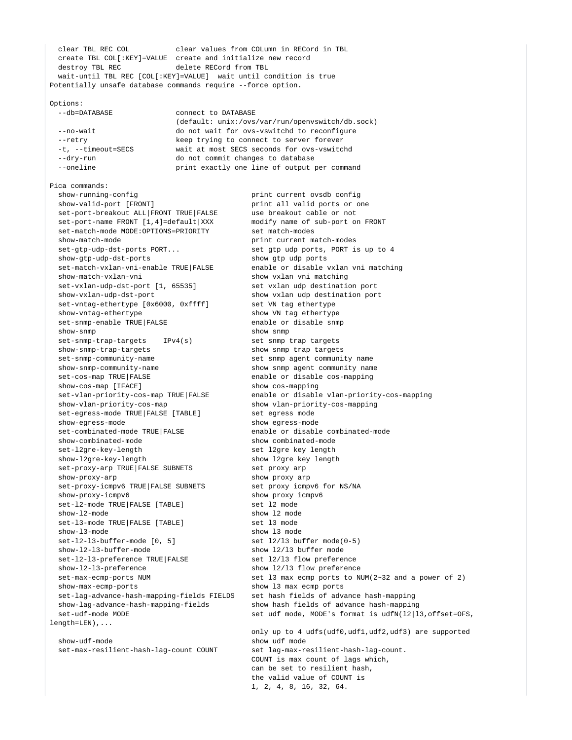```
  clear TBL REC COL           clear values from COLumn in RECord in TBL
  create TBL COL[:KEY]=VALUE  create and initialize new record
  destroy TBL REC             delete RECord from TBL
  wait-until TBL REC [COL[:KEY]=VALUE]  wait until condition is true
Potentially unsafe database commands require --force option.

Options:
  --db=DATABASE               connect to DATABASE
                              (default: unix:/ovs/var/run/openvswitch/db.sock)
  --no-wait                   do not wait for ovs-vswitchd to reconfigure
  --retry                     keep trying to connect to server forever
  -t, --timeout=SECS          wait at most SECS seconds for ovs-vswitchd
  --dry-run                   do not commit changes to database
  --oneline                   print exactly one line of output per command

Pica commands:
  show-running-config                               print current ovsdb config
  show-valid-port [FRONT]                           print all valid ports or one
  set-port-breakout ALL|FRONT TRUE|FALSE            use breakout cable or not
  set-port-name FRONT [1,4]=default|XXX             modify name of sub-port on FRONT
  set-match-mode MODE:OPTIONS=PRIORITY              set match-modes
  show-match-mode                                   print current match-modes
  set-gtp-udp-dst-ports PORT...                     set gtp udp ports, PORT is up to 4
  show-gtp-udp-dst-ports                            show gtp udp ports
  set-match-vxlan-vni-enable TRUE|FALSE             enable or disable vxlan vni matching
  show-match-vxlan-vni                              show vxlan vni matching
  set-vxlan-udp-dst-port [1, 65535]                 set vxlan udp destination port
  show-vxlan-udp-dst-port                           show vxlan udp destination port
  set-vntag-ethertype [0x6000, 0xffff]              set VN tag ethertype
  show-vntag-ethertype                              show VN tag ethertype
  set-snmp-enable TRUE|FALSE                        enable or disable snmp
  show-snmp                                         show snmp
  set-snmp-trap-targets    IPv4(s)                  set snmp trap targets
  show-snmp-trap-targets                            show snmp trap targets
  set-snmp-community-name                           set snmp agent community name
  show-snmp-community-name                          show snmp agent community name
  set-cos-map TRUE|FALSE                            enable or disable cos-mapping
  show-cos-map [IFACE]                              show cos-mapping
  set-vlan-priority-cos-map TRUE|FALSE              enable or disable vlan-priority-cos-mapping
  show-vlan-priority-cos-map                        show vlan-priority-cos-mapping
  set-egress-mode TRUE|FALSE [TABLE]                set egress mode
  show-egress-mode                                  show egress-mode
  set-combinated-mode TRUE|FALSE                    enable or disable combinated-mode
  show-combinated-mode                              show combinated-mode
  set-l2gre-key-length                              set l2gre key length
  show-l2gre-key-length                             show l2gre key length
  set-proxy-arp TRUE|FALSE SUBNETS                  set proxy arp
  show-proxy-arp                                    show proxy arp
  set-proxy-icmpv6 TRUE|FALSE SUBNETS               set proxy icmpv6 for NS/NA
  show-proxy-icmpv6                                 show proxy icmpv6
  set-l2-mode TRUE|FALSE [TABLE]                    set l2 mode
  show-l2-mode                                      show l2 mode
  set-l3-mode TRUE|FALSE [TABLE]                    set l3 mode
  show-l3-mode                                      show l3 mode
  set-l2-l3-buffer-mode [0, 5]                      set l2/l3 buffer mode(0-5)
  show-l2-l3-buffer-mode                            show l2/l3 buffer mode
  set-l2-l3-preference TRUE|FALSE                   set l2/l3 flow preference
  show-l2-l3-preference                             show l2/l3 flow preference
  set-max-ecmp-ports NUM                            set l3 max ecmp ports to NUM(2~32 and a power of 2)
  show-max-ecmp-ports                               show l3 max ecmp ports
  set-lag-advance-hash-mapping-fields FIELDS        set hash fields of advance hash-mapping
  show-lag-advance-hash-mapping-fields              show hash fields of advance hash-mapping
  set-udf-mode MODE                                 set udf mode, MODE's format is udfN(l2|l3,offset=OFS,
length=LEN),...
                                                    only up to 4 udfs(udf0,udf1,udf2,udf3) are supported
  show-udf-mode                                     show udf mode
  set-max-resilient-hash-lag-count COUNT            set lag-max-resilient-hash-lag-count.
                                                    COUNT is max count of lags which,
                                                    can be set to resilient hash,
                                                    the valid value of COUNT is
                                                    1, 2, 4, 8, 16, 32, 64.
```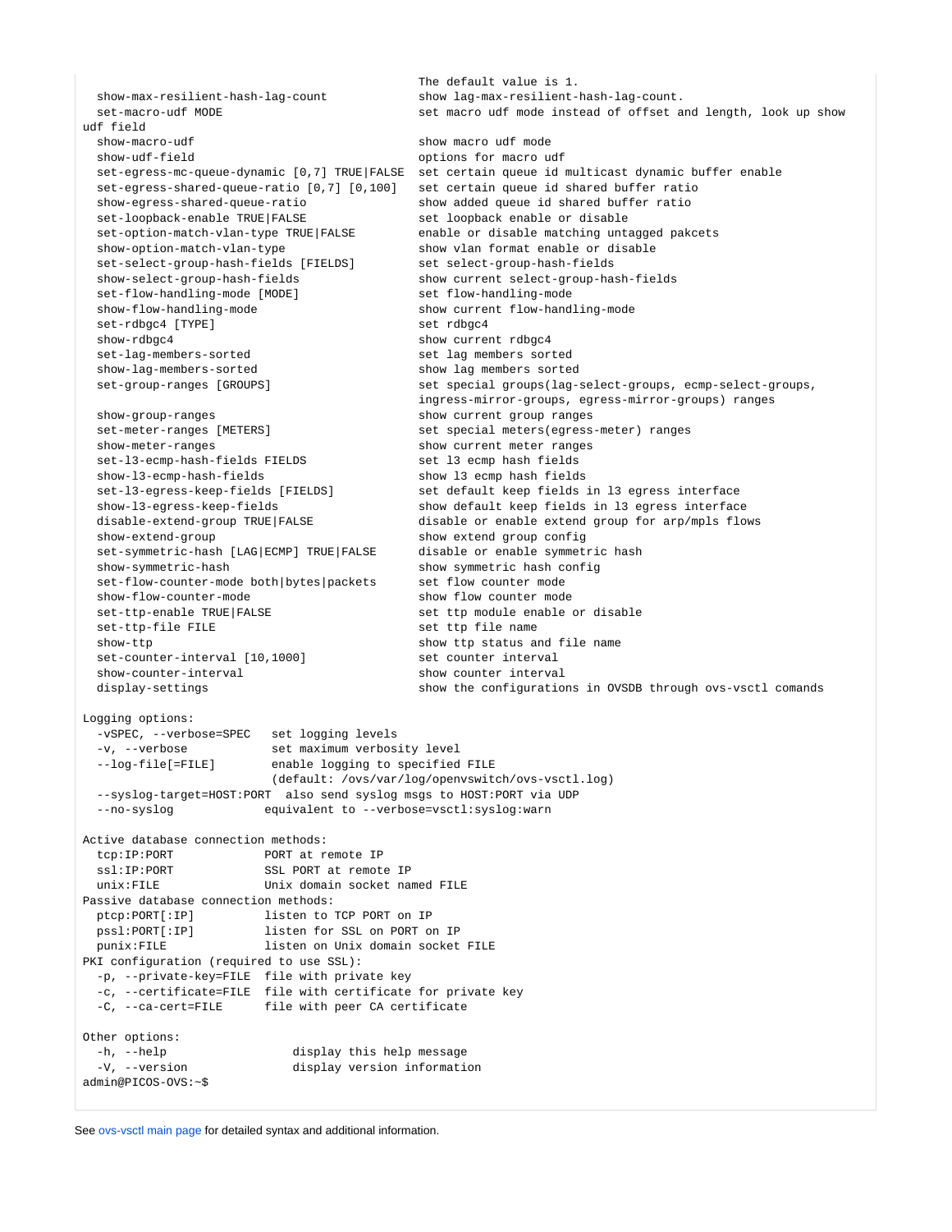```
                                                 The default value is 1.
  show-max-resilient-hash-lag-count              show lag-max-resilient-hash-lag-count.
  set-macro-udf MODE                             set macro udf mode instead of offset and length, look up show
udf field
  show-macro-udf                                 show macro udf mode
  show-udf-field                                 options for macro udf
  set-egress-mc-queue-dynamic [0,7] TRUE|FALSE  set certain queue id multicast dynamic buffer enable
  set-egress-shared-queue-ratio [0,7] [0,100]    set certain queue id shared buffer ratio
  show-egress-shared-queue-ratio                 show added queue id shared buffer ratio
  set-loopback-enable TRUE|FALSE                 set loopback enable or disable
  set-option-match-vlan-type TRUE|FALSE          enable or disable matching untagged pakcets
  show-option-match-vlan-type                    show vlan format enable or disable
  set-select-group-hash-fields [FIELDS]          set select-group-hash-fields
  show-select-group-hash-fields                  show current select-group-hash-fields
  set-flow-handling-mode [MODE]                  set flow-handling-mode
  show-flow-handling-mode                        show current flow-handling-mode
  set-rdbgc4 [TYPE]                              set rdbgc4
  show-rdbgc4                                    show current rdbgc4
  set-lag-members-sorted                         set lag members sorted
  show-lag-members-sorted                        show lag members sorted
  set-group-ranges [GROUPS]                      set special groups(lag-select-groups, ecmp-select-groups,
                                                 ingress-mirror-groups, egress-mirror-groups) ranges

  show-group-ranges                              show current group ranges
  set-meter-ranges [METERS]                      set special meters(egress-meter) ranges
  show-meter-ranges                              show current meter ranges
  set-l3-ecmp-hash-fields FIELDS                 set l3 ecmp hash fields
  show-l3-ecmp-hash-fields                       show l3 ecmp hash fields
  set-l3-egress-keep-fields [FIELDS]             set default keep fields in l3 egress interface
  show-l3-egress-keep-fields                     show default keep fields in l3 egress interface
  disable-extend-group TRUE|FALSE                disable or enable extend group for arp/mpls flows
  show-extend-group                              show extend group config
  set-symmetric-hash [LAG|ECMP] TRUE|FALSE       disable or enable symmetric hash
  show-symmetric-hash                            show symmetric hash config
  set-flow-counter-mode both|bytes|packets       set flow counter mode
  show-flow-counter-mode                         show flow counter mode
  set-ttp-enable TRUE|FALSE                      set ttp module enable or disable
  set-ttp-file FILE                              set ttp file name
  show-ttp                                       show ttp status and file name
  set-counter-interval [10,1000]                 set counter interval
  show-counter-interval                          show counter interval
  display-settings                               show the configurations in OVSDB through ovs-vsctl comands

Logging options:
  -vSPEC, --verbose=SPEC   set logging levels
  -v, --verbose            set maximum verbosity level
  --log-file[=FILE]        enable logging to specified FILE
                           (default: /ovs/var/log/openvswitch/ovs-vsctl.log)
  --syslog-target=HOST:PORT  also send syslog msgs to HOST:PORT via UDP
  --no-syslog             equivalent to --verbose=vsctl:syslog:warn

Active database connection methods:
  tcp:IP:PORT             PORT at remote IP
  ssl:IP:PORT             SSL PORT at remote IP
  unix:FILE               Unix domain socket named FILE
Passive database connection methods:
  ptcp:PORT[:IP]          listen to TCP PORT on IP
  pssl:PORT[:IP]          listen for SSL on PORT on IP
  punix:FILE              listen on Unix domain socket FILE
PKI configuration (required to use SSL):
  -p, --private-key=FILE  file with private key
  -c, --certificate=FILE  file with certificate for private key
  -C, --ca-cert=FILE      file with peer CA certificate

Other options:
  -h, --help                  display this help message
  -V, --version               display version information
admin@PICOS-OVS:~$
```

See ovs-vsctl main page for detailed syntax and additional information.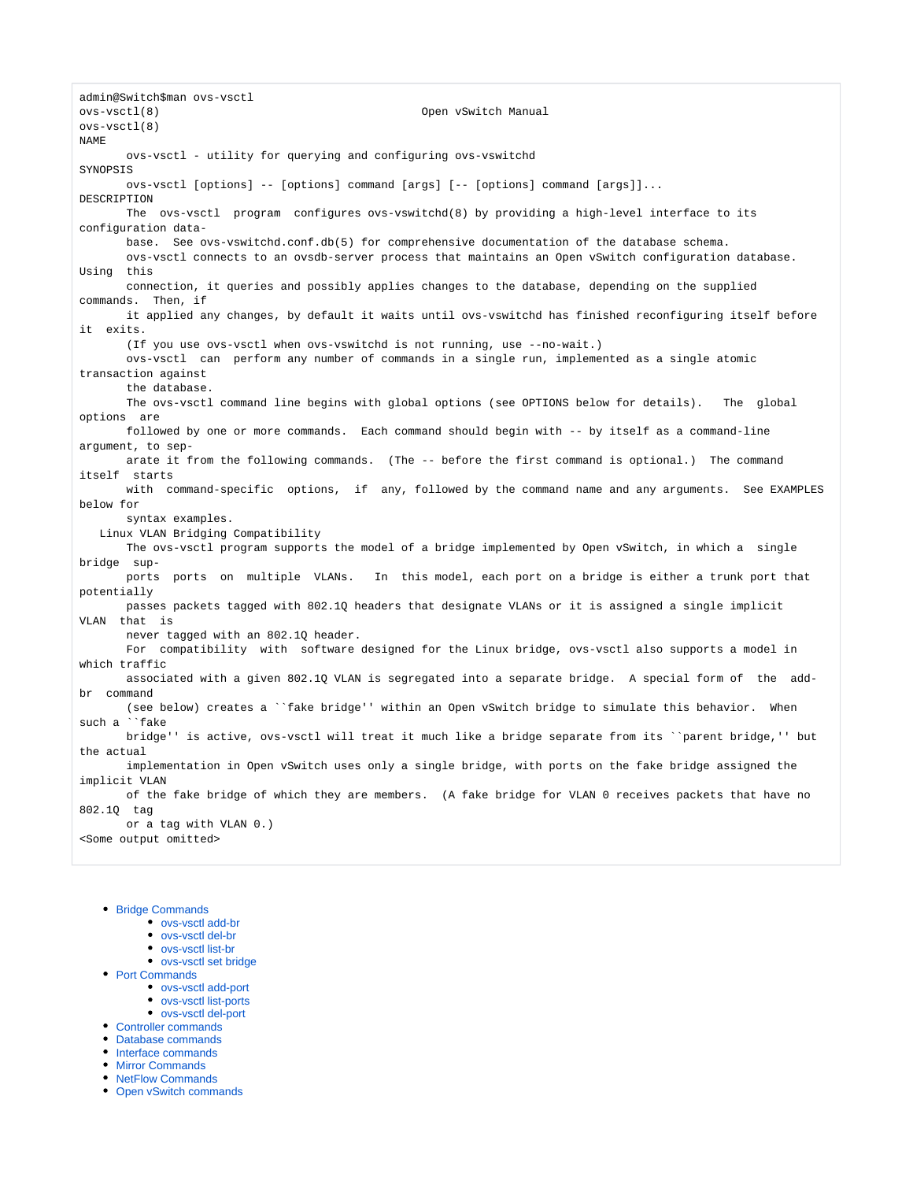```
admin@Switch$man ovs-vsctl
ovs-vsctl(8)                                    Open vSwitch Manual
ovs-vsctl(8)
NAME
       ovs-vsctl - utility for querying and configuring ovs-vswitchd
SYNOPSIS
       ovs-vsctl [options] -- [options] command [args] [-- [options] command [args]]...
DESCRIPTION
       The  ovs-vsctl  program  configures ovs-vswitchd(8) by providing a high-level interface to its
configuration data-
       base.  See ovs-vswitchd.conf.db(5) for comprehensive documentation of the database schema.
       ovs-vsctl connects to an ovsdb-server process that maintains an Open vSwitch configuration database.
Using  this
       connection, it queries and possibly applies changes to the database, depending on the supplied
commands.  Then, if
       it applied any changes, by default it waits until ovs-vswitchd has finished reconfiguring itself before
it  exits.
       (If you use ovs-vsctl when ovs-vswitchd is not running, use --no-wait.)
       ovs-vsctl  can  perform any number of commands in a single run, implemented as a single atomic
transaction against
       the database.
       The ovs-vsctl command line begins with global options (see OPTIONS below for details).   The  global
options  are
       followed by one or more commands.  Each command should begin with -- by itself as a command-line
argument, to sep-
       arate it from the following commands.  (The -- before the first command is optional.)  The command
itself  starts
       with  command-specific  options,  if  any, followed by the command name and any arguments.  See EXAMPLES
below for
       syntax examples.
   Linux VLAN Bridging Compatibility
       The ovs-vsctl program supports the model of a bridge implemented by Open vSwitch, in which a  single
bridge  sup-
       ports  ports  on  multiple  VLANs.   In  this model, each port on a bridge is either a trunk port that
potentially
       passes packets tagged with 802.1Q headers that designate VLANs or it is assigned a single implicit
VLAN  that  is
       never tagged with an 802.1Q header.
       For  compatibility  with  software designed for the Linux bridge, ovs-vsctl also supports a model in
which traffic
       associated with a given 802.1Q VLAN is segregated into a separate bridge.  A special form of  the  add-
br  command
       (see below) creates a ``fake bridge'' within an Open vSwitch bridge to simulate this behavior.  When
such a ``fake
       bridge'' is active, ovs-vsctl will treat it much like a bridge separate from its ``parent bridge,'' but
the actual
       implementation in Open vSwitch uses only a single bridge, with ports on the fake bridge assigned the
implicit VLAN
       of the fake bridge of which they are members.  (A fake bridge for VLAN 0 receives packets that have no
802.1Q  tag
       or a tag with VLAN 0.)
<Some output omitted>
```

- Bridge Commands
  - ovs-vsctl add-br
  - ovs-vsctl del-br
  - ovs-vsctl list-br
  - ovs-vsctl set bridge
- Port Commands
  - ovs-vsctl add-port
  - ovs-vsctl list-ports
  - ovs-vsctl del-port
- Controller commands
- Database commands
- Interface commands
- Mirror Commands
- NetFlow Commands
- Open vSwitch commands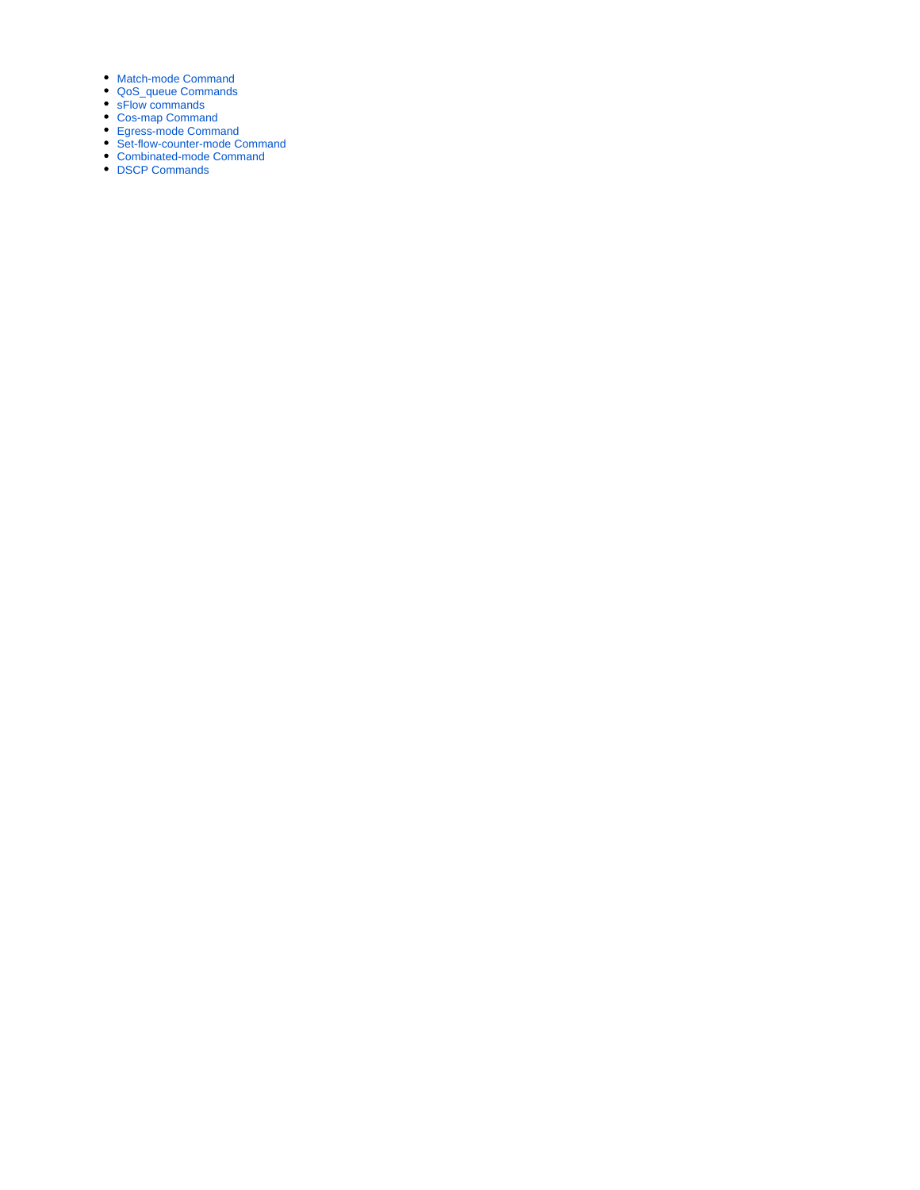- Match-mode Command
- QoS_queue Commands
- sFlow commands
- Cos-map Command
- Egress-mode Command
- Set-flow-counter-mode Command
- Combinated-mode Command
- DSCP Commands